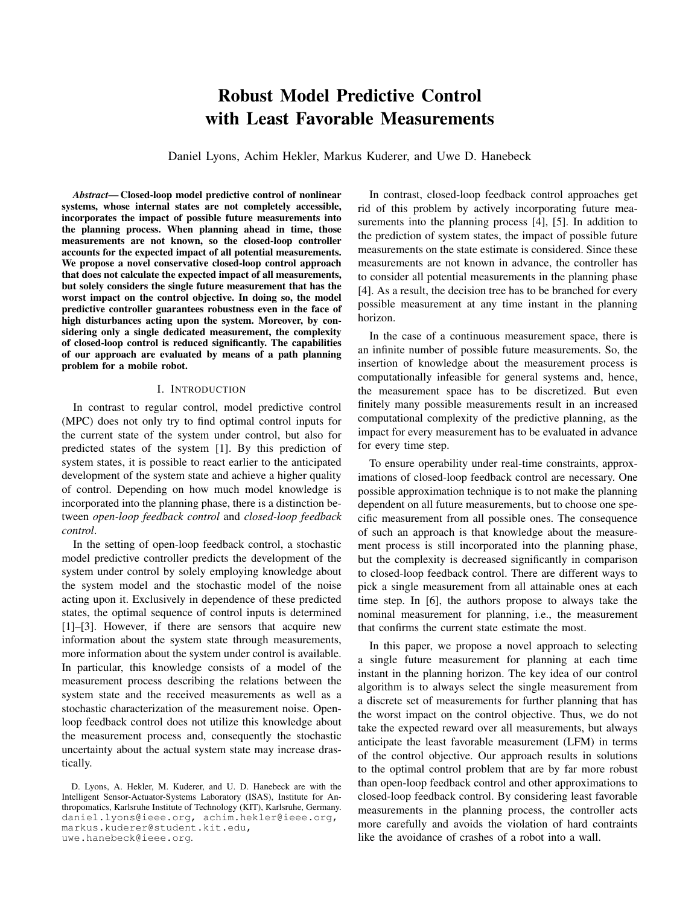# Robust Model Predictive Control with Least Favorable Measurements

Daniel Lyons, Achim Hekler, Markus Kuderer, and Uwe D. Hanebeck

***Abstract*— Closed-loop model predictive control of nonlinear systems, whose internal states are not completely accessible, incorporates the impact of possible future measurements into the planning process. When planning ahead in time, those measurements are not known, so the closed-loop controller accounts for the expected impact of all potential measurements. We propose a novel conservative closed-loop control approach that does not calculate the expected impact of all measurements, but solely considers the single future measurement that has the worst impact on the control objective. In doing so, the model predictive controller guarantees robustness even in the face of high disturbances acting upon the system. Moreover, by considering only a single dedicated measurement, the complexity of closed-loop control is reduced significantly. The capabilities of our approach are evaluated by means of a path planning problem for a mobile robot.**

## I. Introduction

In contrast to regular control, model predictive control (MPC) does not only try to find optimal control inputs for the current state of the system under control, but also for predicted states of the system [1]. By this prediction of system states, it is possible to react earlier to the anticipated development of the system state and achieve a higher quality of control. Depending on how much model knowledge is incorporated into the planning phase, there is a distinction between *open-loop feedback control* and *closed-loop feedback control*.

In the setting of open-loop feedback control, a stochastic model predictive controller predicts the development of the system under control by solely employing knowledge about the system model and the stochastic model of the noise acting upon it. Exclusively in dependence of these predicted states, the optimal sequence of control inputs is determined [1]–[3]. However, if there are sensors that acquire new information about the system state through measurements, more information about the system under control is available. In particular, this knowledge consists of a model of the measurement process describing the relations between the system state and the received measurements as well as a stochastic characterization of the measurement noise. Open-loop feedback control does not utilize this knowledge about the measurement process and, consequently the stochastic uncertainty about the actual system state may increase drastically.

In contrast, closed-loop feedback control approaches get rid of this problem by actively incorporating future measurements into the planning process [4], [5]. In addition to the prediction of system states, the impact of possible future measurements on the state estimate is considered. Since these measurements are not known in advance, the controller has to consider all potential measurements in the planning phase [4]. As a result, the decision tree has to be branched for every possible measurement at any time instant in the planning horizon.

In the case of a continuous measurement space, there is an infinite number of possible future measurements. So, the insertion of knowledge about the measurement process is computationally infeasible for general systems and, hence, the measurement space has to be discretized. But even finitely many possible measurements result in an increased computational complexity of the predictive planning, as the impact for every measurement has to be evaluated in advance for every time step.

To ensure operability under real-time constraints, approximations of closed-loop feedback control are necessary. One possible approximation technique is to not make the planning dependent on all future measurements, but to choose one specific measurement from all possible ones. The consequence of such an approach is that knowledge about the measurement process is still incorporated into the planning phase, but the complexity is decreased significantly in comparison to closed-loop feedback control. There are different ways to pick a single measurement from all attainable ones at each time step. In [6], the authors propose to always take the nominal measurement for planning, i.e., the measurement that confirms the current state estimate the most.

In this paper, we propose a novel approach to selecting a single future measurement for planning at each time instant in the planning horizon. The key idea of our control algorithm is to always select the single measurement from a discrete set of measurements for further planning that has the worst impact on the control objective. Thus, we do not take the expected reward over all measurements, but always anticipate the least favorable measurement (LFM) in terms of the control objective. Our approach results in solutions to the optimal control problem that are by far more robust than open-loop feedback control and other approximations to closed-loop feedback control. By considering least favorable measurements in the planning process, the controller acts more carefully and avoids the violation of hard contraints like the avoidance of crashes of a robot into a wall.

D. Lyons, A. Hekler, M. Kuderer, and U. D. Hanebeck are with the Intelligent Sensor-Actuator-Systems Laboratory (ISAS), Institute for Anthropomatics, Karlsruhe Institute of Technology (KIT), Karlsruhe, Germany. daniel.lyons@ieee.org, achim.hekler@ieee.org, markus.kuderer@student.kit.edu, uwe.hanebeck@ieee.org.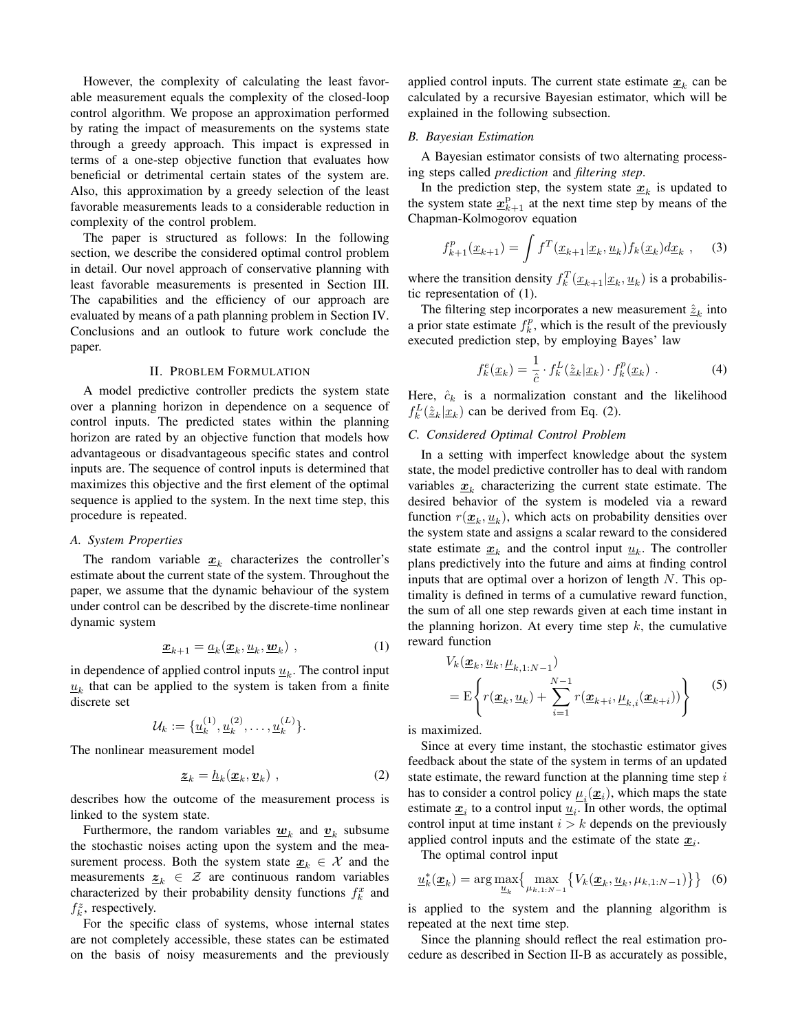However, the complexity of calculating the least favorable measurement equals the complexity of the closed-loop control algorithm. We propose an approximation performed by rating the impact of measurements on the systems state through a greedy approach. This impact is expressed in terms of a one-step objective function that evaluates how beneficial or detrimental certain states of the system are. Also, this approximation by a greedy selection of the least favorable measurements leads to a considerable reduction in complexity of the control problem.

The paper is structured as follows: In the following section, we describe the considered optimal control problem in detail. Our novel approach of conservative planning with least favorable measurements is presented in Section III. The capabilities and the efficiency of our approach are evaluated by means of a path planning problem in Section IV. Conclusions and an outlook to future work conclude the paper.

## II. Problem Formulation

A model predictive controller predicts the system state over a planning horizon in dependence on a sequence of control inputs. The predicted states within the planning horizon are rated by an objective function that models how advantageous or disadvantageous specific states and control inputs are. The sequence of control inputs is determined that maximizes this objective and the first element of the optimal sequence is applied to the system. In the next time step, this procedure is repeated.

### A. System Properties

The random variable $\underline{\boldsymbol{x}}_k$ characterizes the controller's estimate about the current state of the system. Throughout the paper, we assume that the dynamic behaviour of the system under control can be described by the discrete-time nonlinear dynamic system

$$\underline{\boldsymbol{x}}_{k+1} = \underline{a}_k(\underline{\boldsymbol{x}}_k, \underline{u}_k, \underline{\boldsymbol{w}}_k) \ , \tag{1}$$

in dependence of applied control inputs $\underline{u}_k$. The control input $\underline{u}_k$ that can be applied to the system is taken from a finite discrete set

$$\mathcal{U}_k := \{\underline{u}_k^{(1)}, \underline{u}_k^{(2)}, \ldots, \underline{u}_k^{(L)}\}.$$

The nonlinear measurement model

$$\underline{\boldsymbol{z}}_k = \underline{h}_k(\underline{\boldsymbol{x}}_k, \underline{\boldsymbol{v}}_k) \ , \tag{2}$$

describes how the outcome of the measurement process is linked to the system state.

Furthermore, the random variables $\underline{\boldsymbol{w}}_k$ and $\underline{\boldsymbol{v}}_k$ subsume the stochastic noises acting upon the system and the measurement process. Both the system state $\underline{\boldsymbol{x}}_k \in \mathcal{X}$ and the measurements $\underline{\boldsymbol{z}}_k \in \mathcal{Z}$ are continuous random variables characterized by their probability density functions $f_k^x$ and $f_k^z$, respectively.

For the specific class of systems, whose internal states are not completely accessible, these states can be estimated on the basis of noisy measurements and the previously applied control inputs. The current state estimate $\underline{\boldsymbol{x}}_k$ can be calculated by a recursive Bayesian estimator, which will be explained in the following subsection.

### B. Bayesian Estimation

A Bayesian estimator consists of two alternating processing steps called *prediction* and *filtering step*.

In the prediction step, the system state $\underline{\boldsymbol{x}}_k$ is updated to the system state $\underline{\boldsymbol{x}}_{k+1}^{\mathrm{p}}$ at the next time step by means of the Chapman-Kolmogorov equation

$$f_{k+1}^p(\underline{x}_{k+1}) = \int f^T(\underline{x}_{k+1}|\underline{x}_k, \underline{u}_k) f_k(\underline{x}_k) d\underline{x}_k \ , \tag{3}$$

where the transition density $f_k^T(\underline{x}_{k+1}|\underline{x}_k, \underline{u}_k)$ is a probabilistic representation of (1).

The filtering step incorporates a new measurement $\hat{\underline{z}}_k$ into a prior state estimate $f_k^p$, which is the result of the previously executed prediction step, by employing Bayes' law

$$f_k^e(\underline{x}_k) = \frac{1}{\hat{c}} \cdot f_k^L(\hat{\underline{z}}_k|\underline{x}_k) \cdot f_k^p(\underline{x}_k) \ . \tag{4}$$

Here, $\hat{c}_k$ is a normalization constant and the likelihood $f_k^L(\hat{\underline{z}}_k|\underline{x}_k)$ can be derived from Eq. (2).

### C. Considered Optimal Control Problem

In a setting with imperfect knowledge about the system state, the model predictive controller has to deal with random variables $\underline{\boldsymbol{x}}_k$ characterizing the current state estimate. The desired behavior of the system is modeled via a reward function $r(\underline{\boldsymbol{x}}_k, \underline{u}_k)$, which acts on probability densities over the system state and assigns a scalar reward to the considered state estimate $\underline{\boldsymbol{x}}_k$ and the control input $\underline{u}_k$. The controller plans predictively into the future and aims at finding control inputs that are optimal over a horizon of length $N$. This optimality is defined in terms of a cumulative reward function, the sum of all one step rewards given at each time instant in the planning horizon. At every time step $k$, the cumulative reward function

$$\begin{aligned} &V_k(\underline{\boldsymbol{x}}_k, \underline{u}_k, \underline{\mu}_{k,1:N-1}) \\ &= \mathrm{E}\left\{ r(\underline{\boldsymbol{x}}_k, \underline{u}_k) + \sum_{i=1}^{N-1} r(\underline{\boldsymbol{x}}_{k+i}, \underline{\mu}_{k,i}(\underline{\boldsymbol{x}}_{k+i})) \right\} \end{aligned} \tag{5}$$

is maximized.

Since at every time instant, the stochastic estimator gives feedback about the state of the system in terms of an updated state estimate, the reward function at the planning time step $i$ has to consider a control policy $\underline{\mu}_i(\underline{\boldsymbol{x}}_i)$, which maps the state estimate $\underline{\boldsymbol{x}}_i$ to a control input $\underline{u}_i$. In other words, the optimal control input at time instant $i > k$ depends on the previously applied control inputs and the estimate of the state $\underline{\boldsymbol{x}}_i$.

The optimal control input

$$\underline{u}_k^*(\underline{\boldsymbol{x}}_k) = \arg\max_{\underline{u}_k} \Big\{ \max_{\mu_{k,1:N-1}} \big\{ V_k(\underline{\boldsymbol{x}}_k, \underline{u}_k, \mu_{k,1:N-1}) \big\} \Big\} \tag{6}$$

is applied to the system and the planning algorithm is repeated at the next time step.

Since the planning should reflect the real estimation procedure as described in Section II-B as accurately as possible,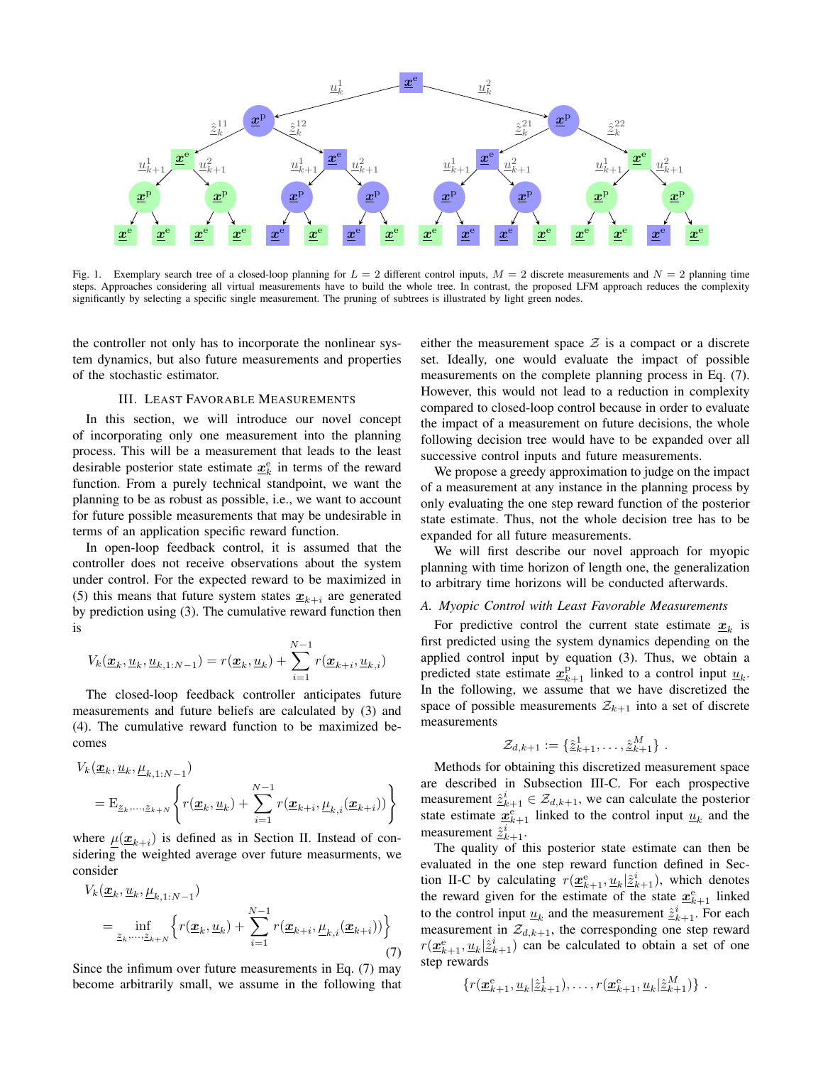Fig. 1. Exemplary search tree of a closed-loop planning for $L = 2$ different control inputs, $M = 2$ discrete measurements and $N = 2$ planning time steps. Approaches considering all virtual measurements have to build the whole tree. In contrast, the proposed LFM approach reduces the complexity significantly by selecting a specific single measurement. The pruning of subtrees is illustrated by light green nodes.

the controller not only has to incorporate the nonlinear system dynamics, but also future measurements and properties of the stochastic estimator.

## III. Least Favorable Measurements

In this section, we will introduce our novel concept of incorporating only one measurement into the planning process. This will be a measurement that leads to the least desirable posterior state estimate $\underline{x}_k^{\mathrm{e}}$ in terms of the reward function. From a purely technical standpoint, we want the planning to be as robust as possible, i.e., we want to account for future possible measurements that may be undesirable in terms of an application specific reward function.

In open-loop feedback control, it is assumed that the controller does not receive observations about the system under control. For the expected reward to be maximized in (5) this means that future system states $\underline{x}_{k+i}$ are generated by prediction using (3). The cumulative reward function then is

$$V_k(\underline{x}_k, \underline{u}_k, \underline{u}_{k,1:N-1}) = r(\underline{x}_k, \underline{u}_k) + \sum_{i=1}^{N-1} r(\underline{x}_{k+i}, \underline{u}_{k,i})$$

The closed-loop feedback controller anticipates future measurements and future beliefs are calculated by (3) and (4). The cumulative reward function to be maximized becomes

$$\begin{aligned} &V_k(\underline{x}_k, \underline{u}_k, \underline{\mu}_{k,1:N-1}) \\ &= \mathrm{E}_{\underline{z}_k,\ldots,\underline{z}_{k+N}} \left\{ r(\underline{x}_k, \underline{u}_k) + \sum_{i=1}^{N-1} r(\underline{x}_{k+i}, \underline{\mu}_{k,i}(\underline{x}_{k+i})) \right\} \end{aligned}$$

where $\underline{\mu}(\underline{x}_{k+i})$ is defined as in Section II. Instead of considering the weighted average over future measurments, we consider

$$\begin{aligned} &V_k(\underline{x}_k, \underline{u}_k, \underline{\mu}_{k,1:N-1}) \\ &= \inf_{\underline{z}_k,\ldots,\underline{z}_{k+N}} \left\{ r(\underline{x}_k, \underline{u}_k) + \sum_{i=1}^{N-1} r(\underline{x}_{k+i}, \underline{\mu}_{k,i}(\underline{x}_{k+i})) \right\} \end{aligned} \tag{7}$$

Since the infimum over future measurements in Eq. (7) may become arbitrarily small, we assume in the following that either the measurement space $\mathcal{Z}$ is a compact or a discrete set. Ideally, one would evaluate the impact of possible measurements on the complete planning process in Eq. (7). However, this would not lead to a reduction in complexity compared to closed-loop control because in order to evaluate the impact of a measurement on future decisions, the whole following decision tree would have to be expanded over all successive control inputs and future measurements.

We propose a greedy approximation to judge on the impact of a measurement at any instance in the planning process by only evaluating the one step reward function of the posterior state estimate. Thus, not the whole decision tree has to be expanded for all future measurements.

We will first describe our novel approach for myopic planning with time horizon of length one, the generalization to arbitrary time horizons will be conducted afterwards.

### A. Myopic Control with Least Favorable Measurements

For predictive control the current state estimate $\underline{x}_k$ is first predicted using the system dynamics depending on the applied control input by equation (3). Thus, we obtain a predicted state estimate $\underline{x}_{k+1}^{\mathrm{p}}$ linked to a control input $\underline{u}_k$. In the following, we assume that we have discretized the space of possible measurements $\mathcal{Z}_{k+1}$ into a set of discrete measurements

$$\mathcal{Z}_{d,k+1} := \{\hat{\underline{z}}_{k+1}^1, \ldots, \hat{\underline{z}}_{k+1}^M\} \ .$$

Methods for obtaining this discretized measurement space are described in Subsection III-C. For each prospective measurement $\hat{\underline{z}}_{k+1}^i \in \mathcal{Z}_{d,k+1}$, we can calculate the posterior state estimate $\underline{x}_{k+1}^{\mathrm{e}}$ linked to the control input $\underline{u}_k$ and the measurement $\hat{\underline{z}}_{k+1}^i$.

The quality of this posterior state estimate can then be evaluated in the one step reward function defined in Section II-C by calculating $r(\underline{x}_{k+1}^{\mathrm{e}}, \underline{u}_k | \hat{\underline{z}}_{k+1}^i)$, which denotes the reward given for the estimate of the state $\underline{x}_{k+1}^{\mathrm{e}}$ linked to the control input $\underline{u}_k$ and the measurement $\hat{\underline{z}}_{k+1}^i$. For each measurement in $\mathcal{Z}_{d,k+1}$, the corresponding one step reward $r(\underline{x}_{k+1}^{\mathrm{e}}, \underline{u}_k | \hat{\underline{z}}_{k+1})$ can be calculated to obtain a set of one step rewards

$$\{r(\underline{x}_{k+1}^{\mathrm{e}}, \underline{u}_k | \hat{\underline{z}}_{k+1}^1), \ldots, r(\underline{x}_{k+1}^{\mathrm{e}}, \underline{u}_k | \hat{\underline{z}}_{k+1}^M)\} \ .$$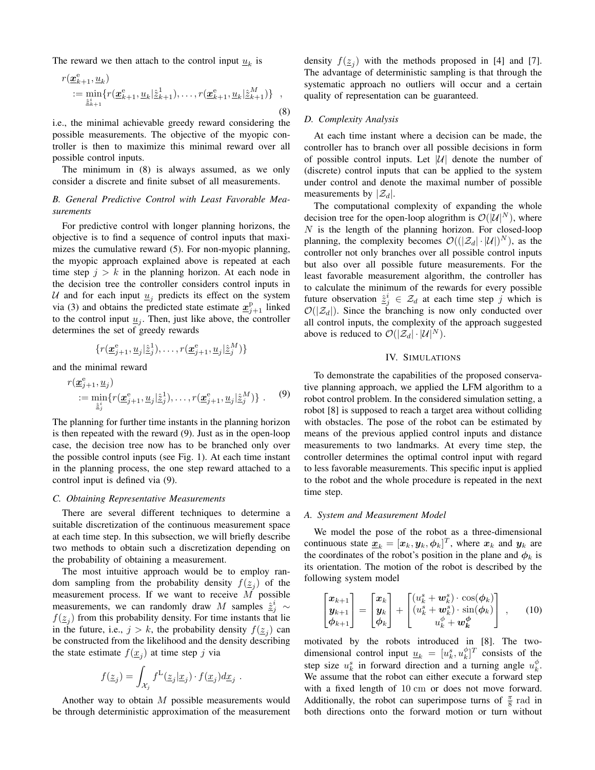The reward we then attach to the control input $\underline{u}_k$ is

$$
\begin{aligned}
r(\underline{\boldsymbol{x}}^{\mathrm{e}}_{k+1}, \underline{u}_k) \\
:= \min_{\hat{\underline{z}}^i_{k+1}} \{ r(\underline{\boldsymbol{x}}^{\mathrm{e}}_{k+1}, \underline{u}_k | \hat{\underline{z}}^1_{k+1}), \ldots, r(\underline{\boldsymbol{x}}^{\mathrm{e}}_{k+1}, \underline{u}_k | \hat{\underline{z}}^M_{k+1}) \} \quad ,
\end{aligned}
\tag{8}
$$

i.e., the minimal achievable greedy reward considering the possible measurements. The objective of the myopic controller is then to maximize this minimal reward over all possible control inputs.

The minimum in (8) is always assumed, as we only consider a discrete and finite subset of all measurements.

### B. General Predictive Control with Least Favorable Measurements

For predictive control with longer planning horizons, the objective is to find a sequence of control inputs that maximizes the cumulative reward (5). For non-myopic planning, the myopic approach explained above is repeated at each time step $j > k$ in the planning horizon. At each node in the decision tree the controller considers control inputs in $\mathcal{U}$ and for each input $\underline{u}_j$ predicts its effect on the system via (3) and obtains the predicted state estimate $\underline{\boldsymbol{x}}^{\mathrm{p}}_{j+1}$ linked to the control input $\underline{u}_j$. Then, just like above, the controller determines the set of greedy rewards

$$
\{ r(\underline{\boldsymbol{x}}^{\mathrm{e}}_{j+1}, \underline{u}_j | \hat{\underline{z}}^1_j), \ldots, r(\underline{\boldsymbol{x}}^{\mathrm{e}}_{j+1}, \underline{u}_j | \hat{\underline{z}}^M_j) \}
$$

and the minimal reward

$$
\begin{aligned}
r(\underline{\boldsymbol{x}}^{\mathrm{e}}_{j+1}, \underline{u}_j) \\
:= \min_{\hat{\underline{z}}^i_j} \{ r(\underline{\boldsymbol{x}}^{\mathrm{e}}_{j+1}, \underline{u}_j | \hat{\underline{z}}^1_j), \ldots, r(\underline{\boldsymbol{x}}^{\mathrm{e}}_{j+1}, \underline{u}_j | \hat{\underline{z}}^M_j) \} \ .
\end{aligned}
\tag{9}
$$

The planning for further time instants in the planning horizon is then repeated with the reward (9). Just as in the open-loop case, the decision tree now has to be branched only over the possible control inputs (see Fig. 1). At each time instant in the planning process, the one step reward attached to a control input is defined via (9).

### C. Obtaining Representative Measurements

There are several different techniques to determine a suitable discretization of the continuous measurement space at each time step. In this subsection, we will briefly describe two methods to obtain such a discretization depending on the probability of obtaining a measurement.

The most intuitive approach would be to employ random sampling from the probability density $f(\underline{z}_j)$ of the measurement process. If we want to receive $M$ possible measurements, we can randomly draw $M$ samples $\hat{\underline{z}}^i_j \sim f(\underline{z}_j)$ from this probability density. For time instants that lie in the future, i.e., $j > k$, the probability density $f(\underline{z}_j)$ can be constructed from the likelihood and the density describing the state estimate $f(\underline{x}_j)$ at time step $j$ via

$$
f(\underline{z}_j) = \int_{\mathcal{X}_j} f^{\mathrm{L}}(\underline{z}_j | \underline{x}_j) \cdot f(\underline{x}_j) d\underline{x}_j \ .
$$

Another way to obtain $M$ possible measurements would be through deterministic approximation of the measurement density $f(\underline{z}_j)$ with the methods proposed in [4] and [7]. The advantage of deterministic sampling is that through the systematic approach no outliers will occur and a certain quality of representation can be guaranteed.

### D. Complexity Analysis

At each time instant where a decision can be made, the controller has to branch over all possible decisions in form of possible control inputs. Let $|\mathcal{U}|$ denote the number of (discrete) control inputs that can be applied to the system under control and denote the maximal number of possible measurements by $|\mathcal{Z}_d|$.

The computational complexity of expanding the whole decision tree for the open-loop alogrithm is $\mathcal{O}(|\mathcal{U}|^N)$, where $N$ is the length of the planning horizon. For closed-loop planning, the complexity becomes $\mathcal{O}((|\mathcal{Z}_d| \cdot |\mathcal{U}|)^N)$, as the controller not only branches over all possible control inputs but also over all possible future measurements. For the least favorable measurement algorithm, the controller has to calculate the minimum of the rewards for every possible future observation $\hat{\underline{z}}^i_j \in \mathcal{Z}_d$ at each time step $j$ which is $\mathcal{O}(|\mathcal{Z}_d|)$. Since the branching is now only conducted over all control inputs, the complexity of the approach suggested above is reduced to $\mathcal{O}(|\mathcal{Z}_d| \cdot |\mathcal{U}|^N)$.

## IV. Simulations

To demonstrate the capabilities of the proposed conservative planning approach, we applied the LFM algorithm to a robot control problem. In the considered simulation setting, a robot [8] is supposed to reach a target area without colliding with obstacles. The pose of the robot can be estimated by means of the previous applied control inputs and distance measurements to two landmarks. At every time step, the controller determines the optimal control input with regard to less favorable measurements. This specific input is applied to the robot and the whole procedure is repeated in the next time step.

### A. System and Measurement Model

We model the pose of the robot as a three-dimensional continuous state $\underline{\boldsymbol{x}}_k = [\boldsymbol{x}_k, \boldsymbol{y}_k, \boldsymbol{\phi}_k]^T$, where $\boldsymbol{x}_k$ and $\boldsymbol{y}_k$ are the coordinates of the robot's position in the plane and $\boldsymbol{\phi}_k$ is its orientation. The motion of the robot is described by the following system model

$$
\begin{bmatrix} \boldsymbol{x}_{k+1} \\ \boldsymbol{y}_{k+1} \\ \boldsymbol{\phi}_{k+1} \end{bmatrix} = \begin{bmatrix} \boldsymbol{x}_k \\ \boldsymbol{y}_k \\ \boldsymbol{\phi}_k \end{bmatrix} + \begin{bmatrix} (u^s_k + \boldsymbol{w}^s_k) \cdot \cos(\boldsymbol{\phi}_k) \\ (u^s_k + \boldsymbol{w}^s_k) \cdot \sin(\boldsymbol{\phi}_k) \\ u^\phi_k + \boldsymbol{w}^{\boldsymbol{\phi}}_{\boldsymbol{k}} \end{bmatrix} \quad ,
\tag{10}
$$

motivated by the robots introduced in [8]. The two-dimensional control input $\underline{u}_k = [u^s_k, u^\phi_k]^T$ consists of the step size $u^s_k$ in forward direction and a turning angle $u^\phi_k$. We assume that the robot can either execute a forward step with a fixed length of $10\,\mathrm{cm}$ or does not move forward. Additionally, the robot can superimpose turns of $\frac{\pi}{8}\,\mathrm{rad}$ in both directions onto the forward motion or turn without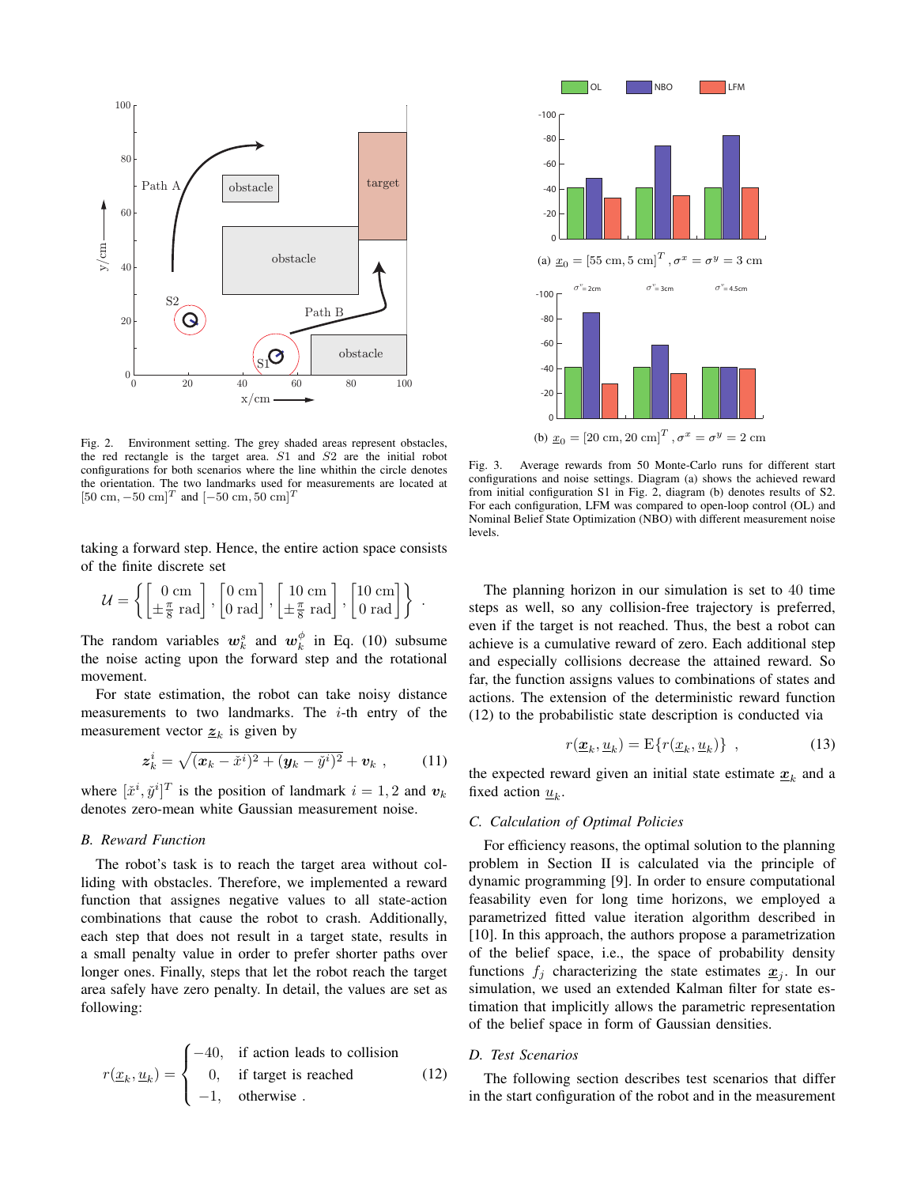Fig. 2. Environment setting. The grey shaded areas represent obstacles, the red rectangle is the target area. $S1$ and $S2$ are the initial robot configurations for both scenarios where the line whithin the circle denotes the orientation. The two landmarks used for measurements are located at $[50\text{ cm}, -50\text{ cm}]^T$ and $[-50\text{ cm}, 50\text{ cm}]^T$

taking a forward step. Hence, the entire action space consists of the finite discrete set

$$
\mathcal{U} = \left\{ \begin{bmatrix} 0\text{ cm} \\ \pm\frac{\pi}{8}\text{ rad} \end{bmatrix}, \begin{bmatrix} 0\text{ cm} \\ 0\text{ rad} \end{bmatrix}, \begin{bmatrix} 10\text{ cm} \\ \pm\frac{\pi}{8}\text{ rad} \end{bmatrix}, \begin{bmatrix} 10\text{ cm} \\ 0\text{ rad} \end{bmatrix} \right\} .
$$

The random variables $\boldsymbol{w}_k^s$ and $\boldsymbol{w}_k^\phi$ in Eq. (10) subsume the noise acting upon the forward step and the rotational movement.

For state estimation, the robot can take noisy distance measurements to two landmarks. The $i$-th entry of the measurement vector $\underline{\boldsymbol{z}}_k$ is given by

$$
\boldsymbol{z}_k^i = \sqrt{(\boldsymbol{x}_k - \check{x}^i)^2 + (\boldsymbol{y}_k - \check{y}^i)^2} + \boldsymbol{v}_k \ , \qquad (11)
$$

where $[\check{x}^i, \check{y}^i]^T$ is the position of landmark $i = 1, 2$ and $\boldsymbol{v}_k$ denotes zero-mean white Gaussian measurement noise.

### B. Reward Function

The robot's task is to reach the target area without colliding with obstacles. Therefore, we implemented a reward function that assignes negative values to all state-action combinations that cause the robot to crash. Additionally, each step that does not result in a target state, results in a small penalty value in order to prefer shorter paths over longer ones. Finally, steps that let the robot reach the target area safely have zero penalty. In detail, the values are set as following:

$$
r(\underline{x}_k, \underline{u}_k) = \begin{cases} -40, & \text{if action leads to collision} \\ 0, & \text{if target is reached} \\ -1, & \text{otherwise} \ . \end{cases} \qquad (12)
$$

Fig. 3. Average rewards from 50 Monte-Carlo runs for different start configurations and noise settings. Diagram (a) shows the achieved reward from initial configuration S1 in Fig. 2, diagram (b) denotes results of S2. For each configuration, LFM was compared to open-loop control (OL) and Nominal Belief State Optimization (NBO) with different measurement noise levels.

(a) $\underline{x}_0 = [55\text{ cm}, 5\text{ cm}]^T, \sigma^x = \sigma^y = 3\text{ cm}$

(b) $\underline{x}_0 = [20\text{ cm}, 20\text{ cm}]^T, \sigma^x = \sigma^y = 2\text{ cm}$

The planning horizon in our simulation is set to 40 time steps as well, so any collision-free trajectory is preferred, even if the target is not reached. Thus, the best a robot can achieve is a cumulative reward of zero. Each additional step and especially collisions decrease the attained reward. So far, the function assigns values to combinations of states and actions. The extension of the deterministic reward function (12) to the probabilistic state description is conducted via

$$
r(\underline{\boldsymbol{x}}_k, \underline{u}_k) = \mathrm{E}\{r(\underline{x}_k, \underline{u}_k)\} \ , \qquad (13)
$$

the expected reward given an initial state estimate $\underline{\boldsymbol{x}}_k$ and a fixed action $\underline{u}_k$.

### C. Calculation of Optimal Policies

For efficiency reasons, the optimal solution to the planning problem in Section II is calculated via the principle of dynamic programming [9]. In order to ensure computational feasability even for long time horizons, we employed a parametrized fitted value iteration algorithm described in [10]. In this approach, the authors propose a parametrization of the belief space, i.e., the space of probability density functions $f_j$ characterizing the state estimates $\underline{\boldsymbol{x}}_j$. In our simulation, we used an extended Kalman filter for state estimation that implicitly allows the parametric representation of the belief space in form of Gaussian densities.

### D. Test Scenarios

The following section describes test scenarios that differ in the start configuration of the robot and in the measurement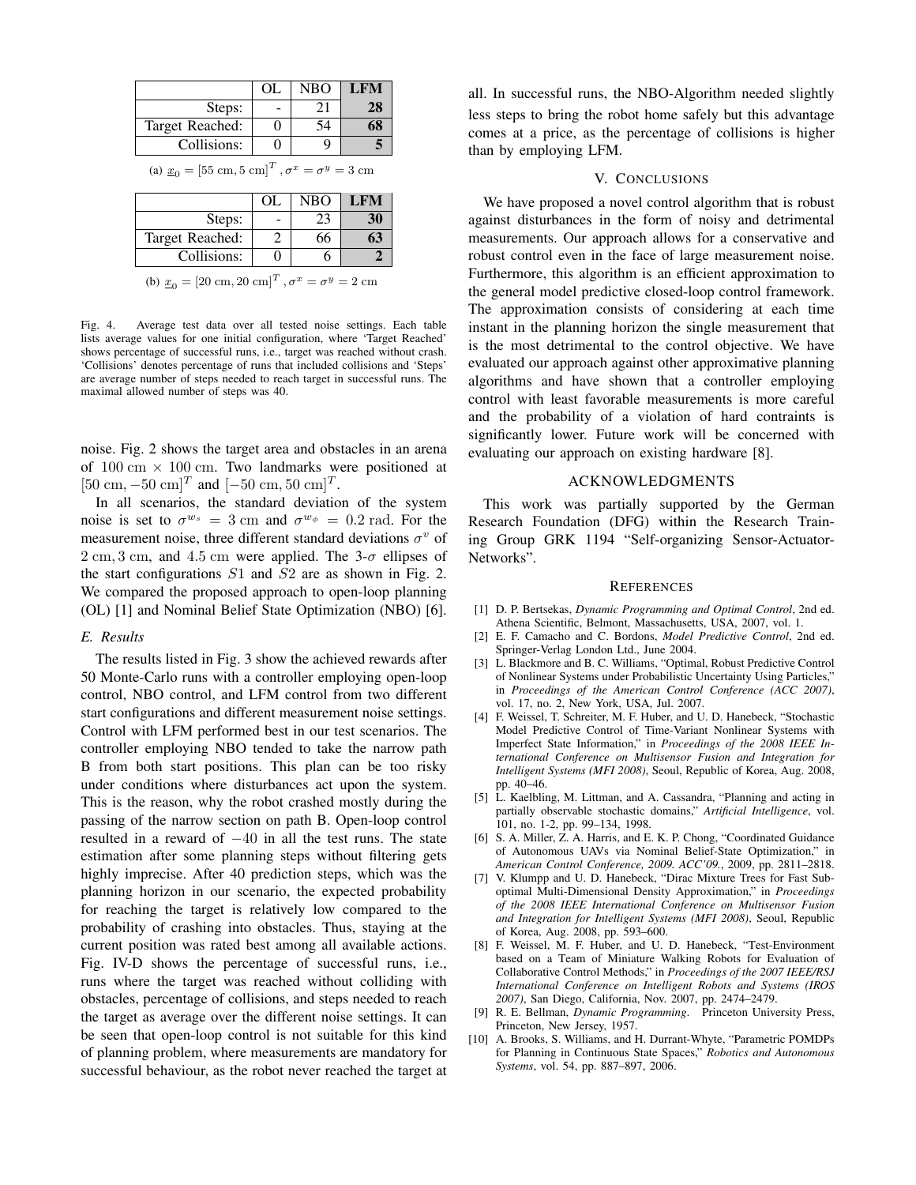| | OL | NBO | **LFM** |
|---|---|---|---|
| Steps: | - | 21 | **28** |
| Target Reached: | 0 | 54 | **68** |
| Collisions: | 0 | 9 | **5** |

(a) $\underline{x}_0 = [55 \text{ cm}, 5 \text{ cm}]^T, \sigma^x = \sigma^y = 3 \text{ cm}$

| | OL | NBO | **LFM** |
|---|---|---|---|
| Steps: | - | 23 | **30** |
| Target Reached: | 2 | 66 | **63** |
| Collisions: | 0 | 6 | **2** |

(b) $\underline{x}_0 = [20 \text{ cm}, 20 \text{ cm}]^T, \sigma^x = \sigma^y = 2 \text{ cm}$

Fig. 4. Average test data over all tested noise settings. Each table lists average values for one initial configuration, where 'Target Reached' shows percentage of successful runs, i.e., target was reached without crash. 'Collisions' denotes percentage of runs that included collisions and 'Steps' are average number of steps needed to reach target in successful runs. The maximal allowed number of steps was 40.

noise. Fig. 2 shows the target area and obstacles in an arena of $100 \text{ cm} \times 100 \text{ cm}$. Two landmarks were positioned at $[50 \text{ cm}, -50 \text{ cm}]^T$ and $[-50 \text{ cm}, 50 \text{ cm}]^T$.

In all scenarios, the standard deviation of the system noise is set to $\sigma^{w_s} = 3 \text{ cm}$ and $\sigma^{w_\phi} = 0.2 \text{ rad}$. For the measurement noise, three different standard deviations $\sigma^v$ of $2 \text{ cm}, 3 \text{ cm}$, and $4.5 \text{ cm}$ were applied. The 3-$\sigma$ ellipses of the start configurations $S1$ and $S2$ are as shown in Fig. 2. We compared the proposed approach to open-loop planning (OL) [1] and Nominal Belief State Optimization (NBO) [6].

### *E. Results*

The results listed in Fig. 3 show the achieved rewards after 50 Monte-Carlo runs with a controller employing open-loop control, NBO control, and LFM control from two different start configurations and different measurement noise settings. Control with LFM performed best in our test scenarios. The controller employing NBO tended to take the narrow path B from both start positions. This plan can be too risky under conditions where disturbances act upon the system. This is the reason, why the robot crashed mostly during the passing of the narrow section on path B. Open-loop control resulted in a reward of $-40$ in all the test runs. The state estimation after some planning steps without filtering gets highly imprecise. After 40 prediction steps, which was the planning horizon in our scenario, the expected probability for reaching the target is relatively low compared to the probability of crashing into obstacles. Thus, staying at the current position was rated best among all available actions. Fig. IV-D shows the percentage of successful runs, i.e., runs where the target was reached without colliding with obstacles, percentage of collisions, and steps needed to reach the target as average over the different noise settings. It can be seen that open-loop control is not suitable for this kind of planning problem, where measurements are mandatory for successful behaviour, as the robot never reached the target at all. In successful runs, the NBO-Algorithm needed slightly less steps to bring the robot home safely but this advantage comes at a price, as the percentage of collisions is higher than by employing LFM.

## V. Conclusions

We have proposed a novel control algorithm that is robust against disturbances in the form of noisy and detrimental measurements. Our approach allows for a conservative and robust control even in the face of large measurement noise. Furthermore, this algorithm is an efficient approximation to the general model predictive closed-loop control framework. The approximation consists of considering at each time instant in the planning horizon the single measurement that is the most detrimental to the control objective. We have evaluated our approach against other approximative planning algorithms and have shown that a controller employing control with least favorable measurements is more careful and the probability of a violation of hard contraints is significantly lower. Future work will be concerned with evaluating our approach on existing hardware [8].

## Acknowledgments

This work was partially supported by the German Research Foundation (DFG) within the Research Training Group GRK 1194 "Self-organizing Sensor-Actuator-Networks".

## References

[1] D. P. Bertsekas, *Dynamic Programming and Optimal Control*, 2nd ed. Athena Scientific, Belmont, Massachusetts, USA, 2007, vol. 1.

[2] E. F. Camacho and C. Bordons, *Model Predictive Control*, 2nd ed. Springer-Verlag London Ltd., June 2004.

[3] L. Blackmore and B. C. Williams, "Optimal, Robust Predictive Control of Nonlinear Systems under Probabilistic Uncertainty Using Particles," in *Proceedings of the American Control Conference (ACC 2007)*, vol. 17, no. 2, New York, USA, Jul. 2007.

[4] F. Weissel, T. Schreiter, M. F. Huber, and U. D. Hanebeck, "Stochastic Model Predictive Control of Time-Variant Nonlinear Systems with Imperfect State Information," in *Proceedings of the 2008 IEEE International Conference on Multisensor Fusion and Integration for Intelligent Systems (MFI 2008)*, Seoul, Republic of Korea, Aug. 2008, pp. 40–46.

[5] L. Kaelbling, M. Littman, and A. Cassandra, "Planning and acting in partially observable stochastic domains," *Artificial Intelligence*, vol. 101, no. 1-2, pp. 99–134, 1998.

[6] S. A. Miller, Z. A. Harris, and E. K. P. Chong, "Coordinated Guidance of Autonomous UAVs via Nominal Belief-State Optimization," in *American Control Conference, 2009. ACC'09.*, 2009, pp. 2811–2818.

[7] V. Klumpp and U. D. Hanebeck, "Dirac Mixture Trees for Fast Suboptimal Multi-Dimensional Density Approximation," in *Proceedings of the 2008 IEEE International Conference on Multisensor Fusion and Integration for Intelligent Systems (MFI 2008)*, Seoul, Republic of Korea, Aug. 2008, pp. 593–600.

[8] F. Weissel, M. F. Huber, and U. D. Hanebeck, "Test-Environment based on a Team of Miniature Walking Robots for Evaluation of Collaborative Control Methods," in *Proceedings of the 2007 IEEE/RSJ International Conference on Intelligent Robots and Systems (IROS 2007)*, San Diego, California, Nov. 2007, pp. 2474–2479.

[9] R. E. Bellman, *Dynamic Programming*. Princeton University Press, Princeton, New Jersey, 1957.

[10] A. Brooks, S. Williams, and H. Durrant-Whyte, "Parametric POMDPs for Planning in Continuous State Spaces," *Robotics and Autonomous Systems*, vol. 54, pp. 887–897, 2006.